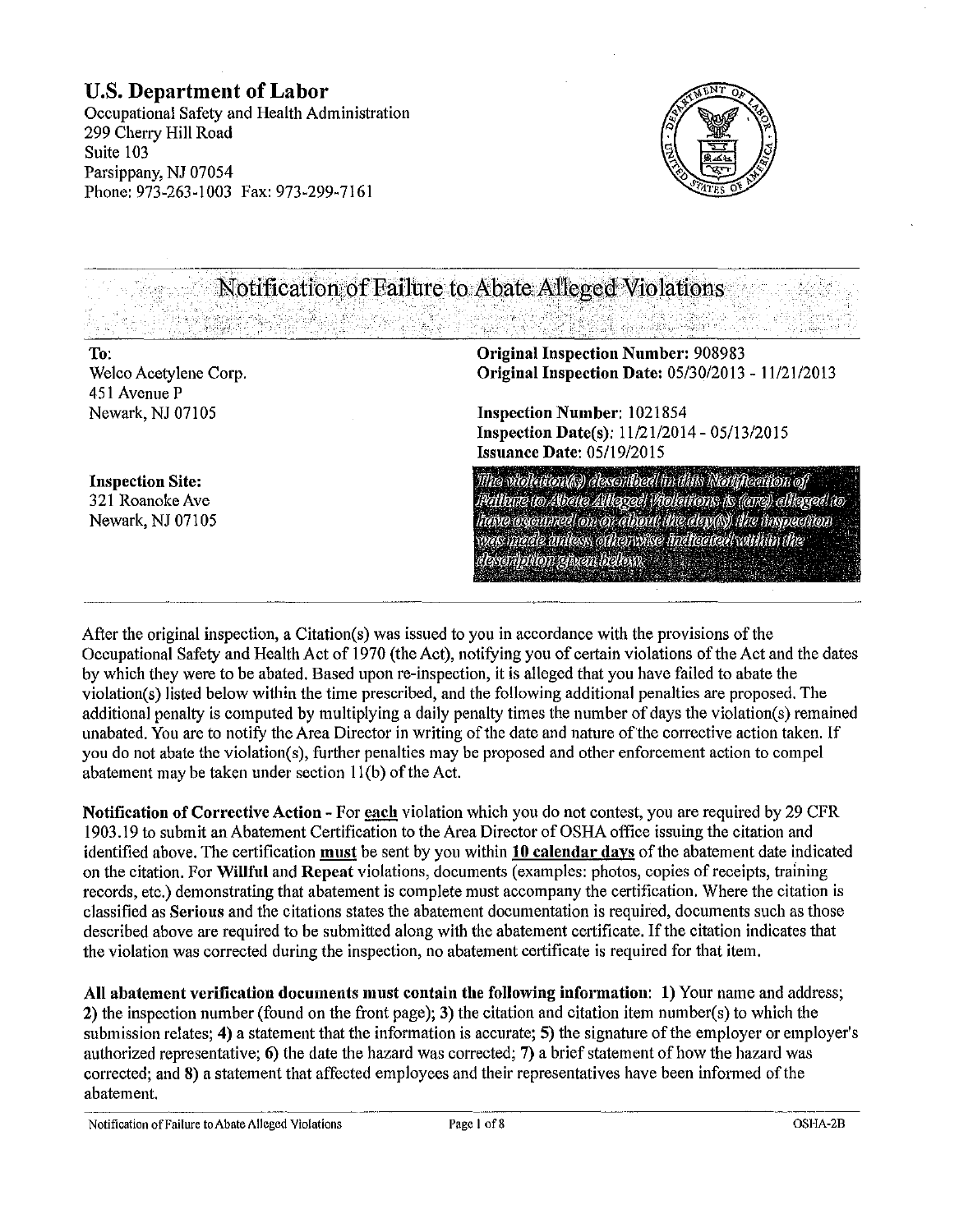## U.S. Department of Labor

Occupational Safety and Health Administration
299 Cherry Hill Road
Suite 103
Parsippany, NJ 07054
Phone: 973-263-1003 Fax: 973-299-7161

# Notification of Failure to Abate Alleged Violations

**To:**
Welco Acetylene Corp.
451 Avenue P
Newark, NJ 07105

**Inspection Site:**
321 Roanoke Ave
Newark, NJ 07105

**Original Inspection Number:** 908983
**Original Inspection Date:** 05/30/2013 - 11/21/2013

**Inspection Number:** 1021854
**Inspection Date(s):** 11/21/2014 - 05/13/2015
**Issuance Date:** 05/19/2015

*The violation(s) described in this Notification of Failure to Abate Alleged Violations is (are) alleged to have occurred on or about the day(s) the inspection was made unless otherwise indicated within the description given below.*

After the original inspection, a Citation(s) was issued to you in accordance with the provisions of the Occupational Safety and Health Act of 1970 (the Act), notifying you of certain violations of the Act and the dates by which they were to be abated. Based upon re-inspection, it is alleged that you have failed to abate the violation(s) listed below within the time prescribed, and the following additional penalties are proposed. The additional penalty is computed by multiplying a daily penalty times the number of days the violation(s) remained unabated. You are to notify the Area Director in writing of the date and nature of the corrective action taken. If you do not abate the violation(s), further penalties may be proposed and other enforcement action to compel abatement may be taken under section 11(b) of the Act.

**Notification of Corrective Action** - For **each** violation which you do not contest, you are required by 29 CFR 1903.19 to submit an Abatement Certification to the Area Director of OSHA office issuing the citation and identified above. The certification **must** be sent by you within **10 calendar days** of the abatement date indicated on the citation. For **Willful** and **Repeat** violations, documents (examples: photos, copies of receipts, training records, etc.) demonstrating that abatement is complete must accompany the certification. Where the citation is classified as **Serious** and the citations states the abatement documentation is required, documents such as those described above are required to be submitted along with the abatement certificate. If the citation indicates that the violation was corrected during the inspection, no abatement certificate is required for that item.

**All abatement verification documents must contain the following information: 1)** Your name and address; **2)** the inspection number (found on the front page); **3)** the citation and citation item number(s) to which the submission relates; **4)** a statement that the information is accurate; **5)** the signature of the employer or employer's authorized representative; **6)** the date the hazard was corrected; **7)** a brief statement of how the hazard was corrected; and **8)** a statement that affected employees and their representatives have been informed of the abatement.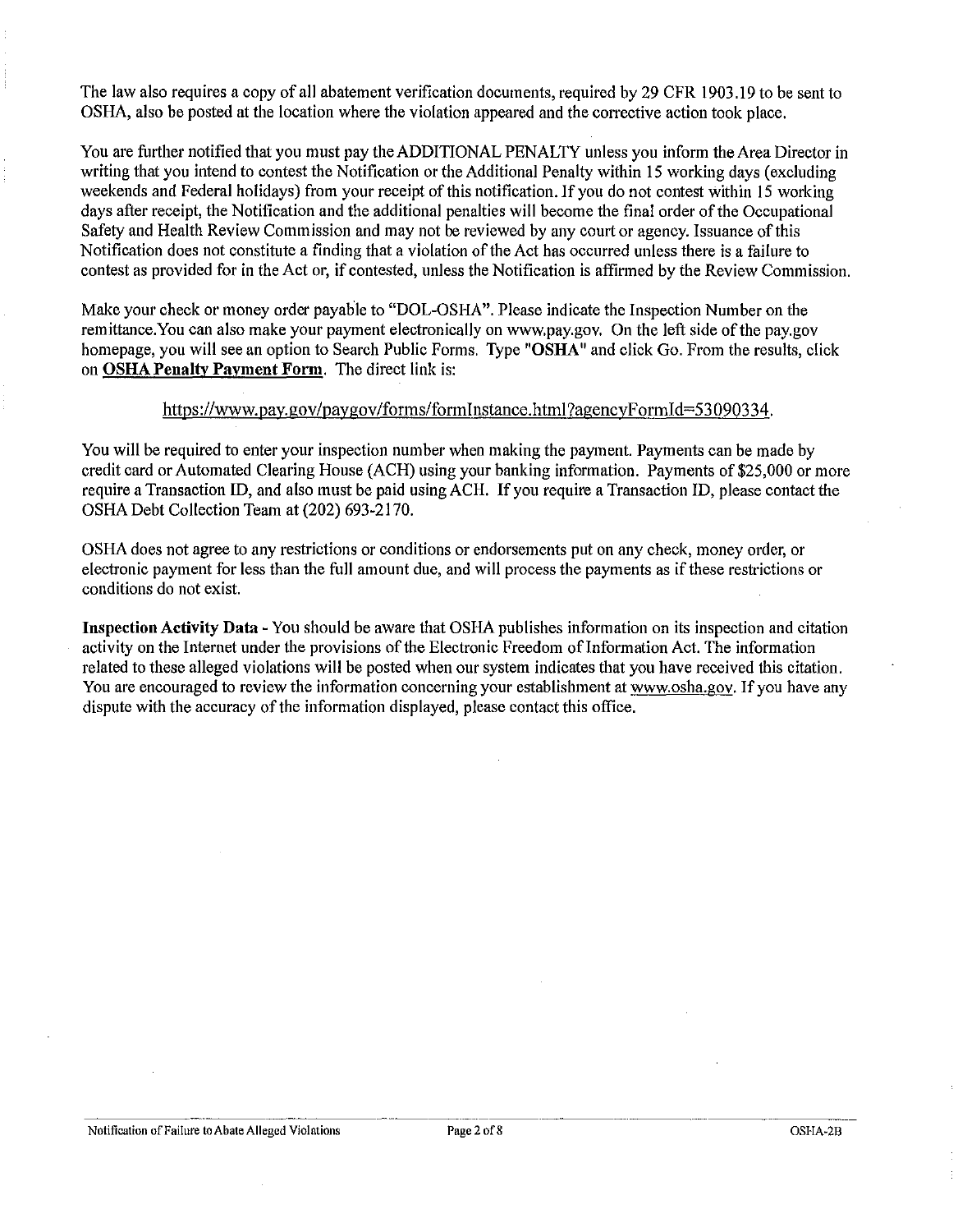The law also requires a copy of all abatement verification documents, required by 29 CFR 1903.19 to be sent to OSHA, also be posted at the location where the violation appeared and the corrective action took place.

You are further notified that you must pay the ADDITIONAL PENALTY unless you inform the Area Director in writing that you intend to contest the Notification or the Additional Penalty within 15 working days (excluding weekends and Federal holidays) from your receipt of this notification. If you do not contest within 15 working days after receipt, the Notification and the additional penalties will become the final order of the Occupational Safety and Health Review Commission and may not be reviewed by any court or agency. Issuance of this Notification does not constitute a finding that a violation of the Act has occurred unless there is a failure to contest as provided for in the Act or, if contested, unless the Notification is affirmed by the Review Commission.

Make your check or money order payable to "DOL-OSHA". Please indicate the Inspection Number on the remittance. You can also make your payment electronically on www.pay.gov. On the left side of the pay.gov homepage, you will see an option to Search Public Forms. Type "**OSHA**" and click Go. From the results, click on **OSHA Penalty Payment Form**. The direct link is:

https://www.pay.gov/paygov/forms/formInstance.html?agencyFormId=53090334.

You will be required to enter your inspection number when making the payment. Payments can be made by credit card or Automated Clearing House (ACH) using your banking information. Payments of $25,000 or more require a Transaction ID, and also must be paid using ACH. If you require a Transaction ID, please contact the OSHA Debt Collection Team at (202) 693-2170.

OSHA does not agree to any restrictions or conditions or endorsements put on any check, money order, or electronic payment for less than the full amount due, and will process the payments as if these restrictions or conditions do not exist.

**Inspection Activity Data** - You should be aware that OSHA publishes information on its inspection and citation activity on the Internet under the provisions of the Electronic Freedom of Information Act. The information related to these alleged violations will be posted when our system indicates that you have received this citation. You are encouraged to review the information concerning your establishment at www.osha.gov. If you have any dispute with the accuracy of the information displayed, please contact this office.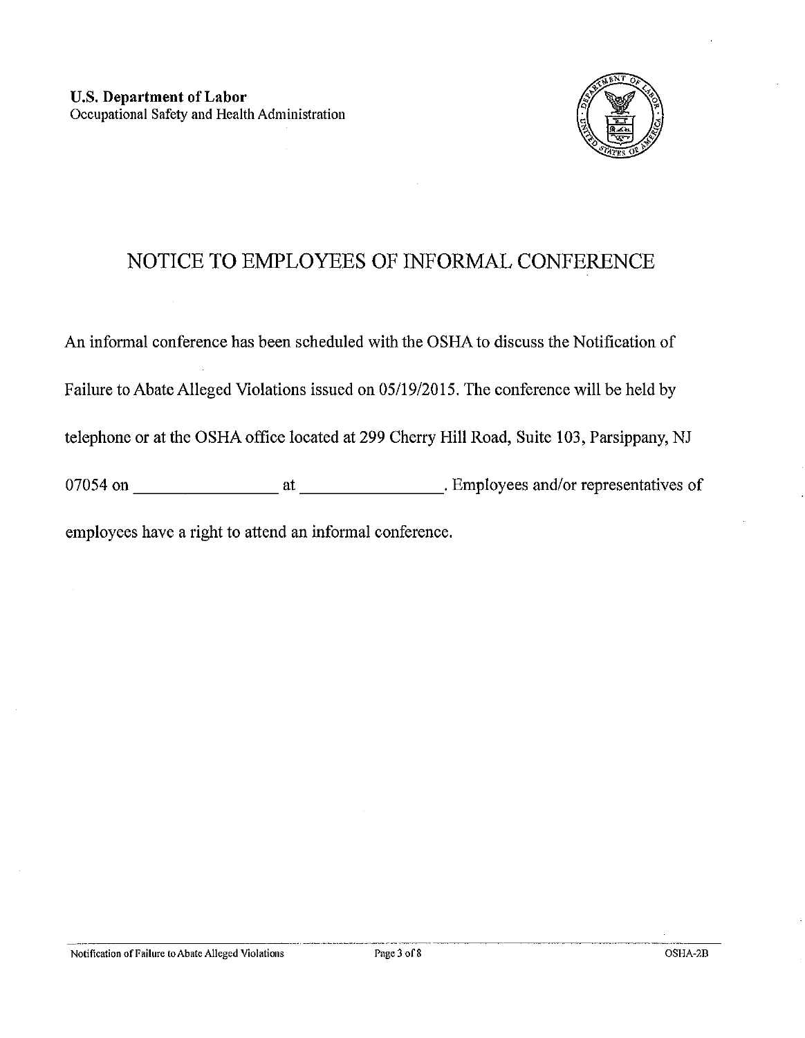**U.S. Department of Labor**
Occupational Safety and Health Administration

# NOTICE TO EMPLOYEES OF INFORMAL CONFERENCE

An informal conference has been scheduled with the OSHA to discuss the Notification of Failure to Abate Alleged Violations issued on 05/19/2015. The conference will be held by telephone or at the OSHA office located at 299 Cherry Hill Road, Suite 103, Parsippany, NJ 07054 on ________________ at ________________. Employees and/or representatives of employees have a right to attend an informal conference.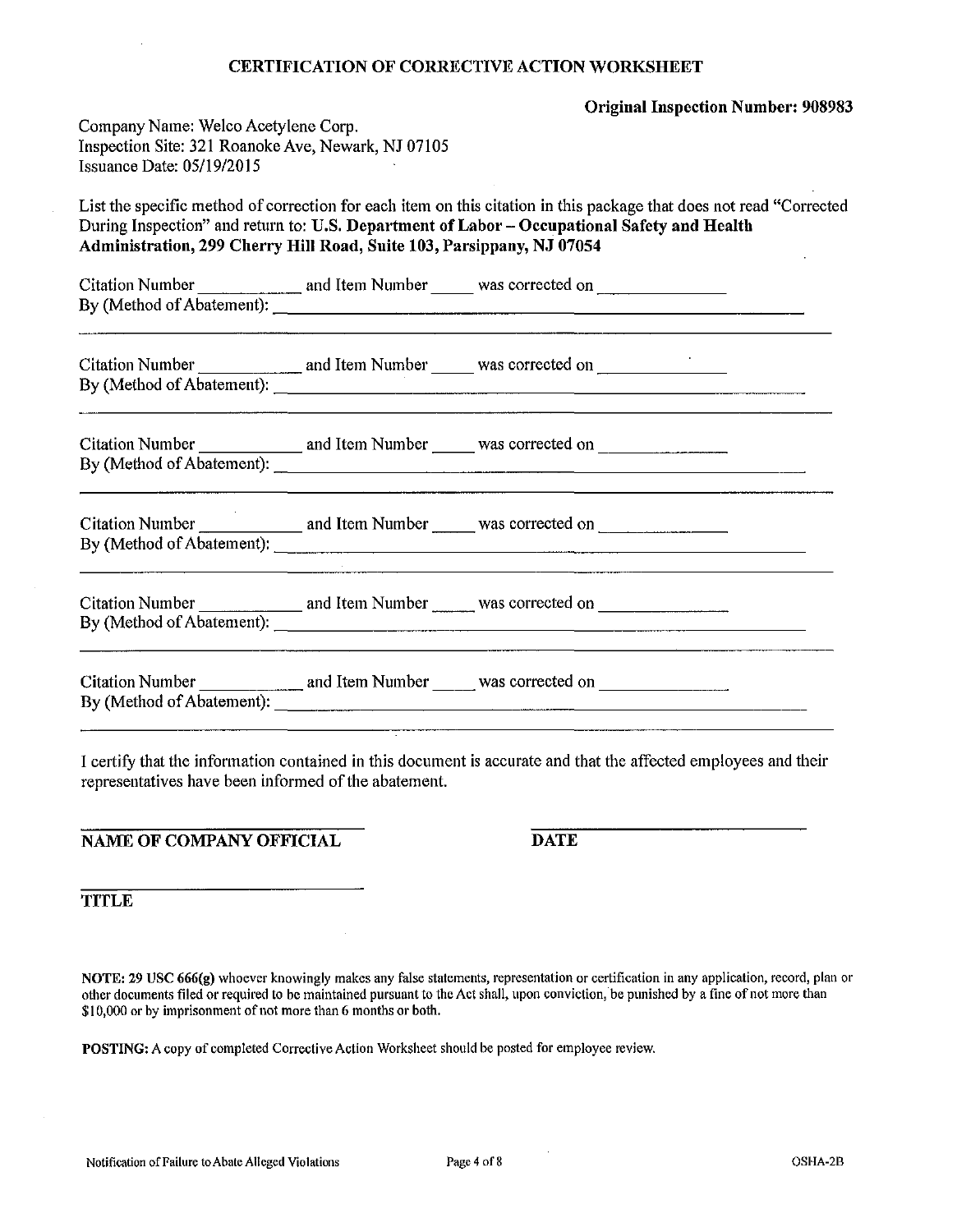# CERTIFICATION OF CORRECTIVE ACTION WORKSHEET

**Original Inspection Number: 908983**

Company Name: Welco Acetylene Corp.
Inspection Site: 321 Roanoke Ave, Newark, NJ 07105
Issuance Date: 05/19/2015

List the specific method of correction for each item on this citation in this package that does not read "Corrected During Inspection" and return to: **U.S. Department of Labor – Occupational Safety and Health Administration, 299 Cherry Hill Road, Suite 103, Parsippany, NJ 07054**

Citation Number ___________ and Item Number _____ was corrected on _______________
By (Method of Abatement): ___________________________________________________________

---

Citation Number ___________ and Item Number _____ was corrected on _______________
By (Method of Abatement): ___________________________________________________________

---

Citation Number ___________ and Item Number _____ was corrected on _______________
By (Method of Abatement): ___________________________________________________________

---

Citation Number ___________ and Item Number _____ was corrected on _______________
By (Method of Abatement): ___________________________________________________________

---

Citation Number ___________ and Item Number _____ was corrected on _______________
By (Method of Abatement): ___________________________________________________________

---

Citation Number ___________ and Item Number _____ was corrected on _______________
By (Method of Abatement): ___________________________________________________________

---

I certify that the information contained in this document is accurate and that the affected employees and their representatives have been informed of the abatement.

______________________________ ______________________________
**NAME OF COMPANY OFFICIAL** **DATE**

______________________________
**TITLE**

**NOTE: 29 USC 666(g)** whoever knowingly makes any false statements, representation or certification in any application, record, plan or other documents filed or required to be maintained pursuant to the Act shall, upon conviction, be punished by a fine of not more than $10,000 or by imprisonment of not more than 6 months or both.

**POSTING:** A copy of completed Corrective Action Worksheet should be posted for employee review.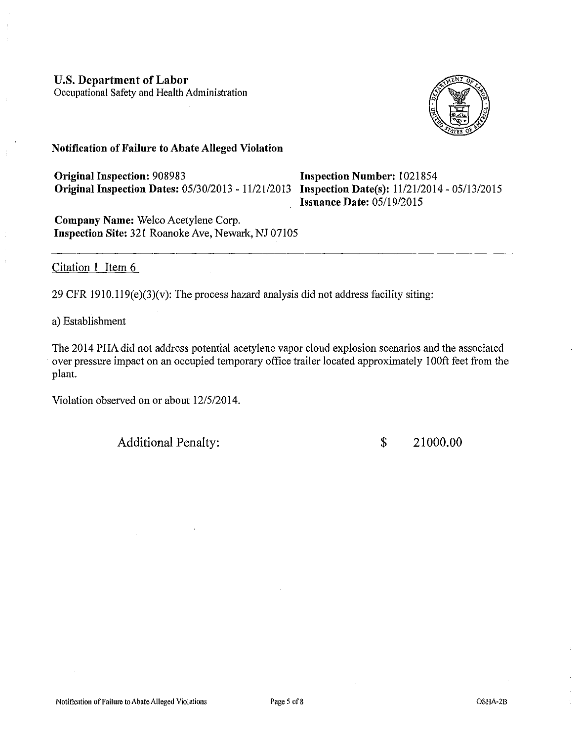**U.S. Department of Labor**
Occupational Safety and Health Administration

**Notification of Failure to Abate Alleged Violation**

**Original Inspection:** 908983
**Original Inspection Dates:** 05/30/2013 - 11/21/2013
**Inspection Number:** 1021854
**Inspection Date(s):** 11/21/2014 - 05/13/2015
**Issuance Date:** 05/19/2015

**Company Name:** Welco Acetylene Corp.
**Inspection Site:** 321 Roanoke Ave, Newark, NJ 07105

---

Citation 1 Item 6

29 CFR 1910.119(e)(3)(v): The process hazard analysis did not address facility siting:

a) Establishment

The 2014 PHA did not address potential acetylene vapor cloud explosion scenarios and the associated over pressure impact on an occupied temporary office trailer located approximately 100ft feet from the plant.

Violation observed on or about 12/5/2014.

Additional Penalty: $ 21000.00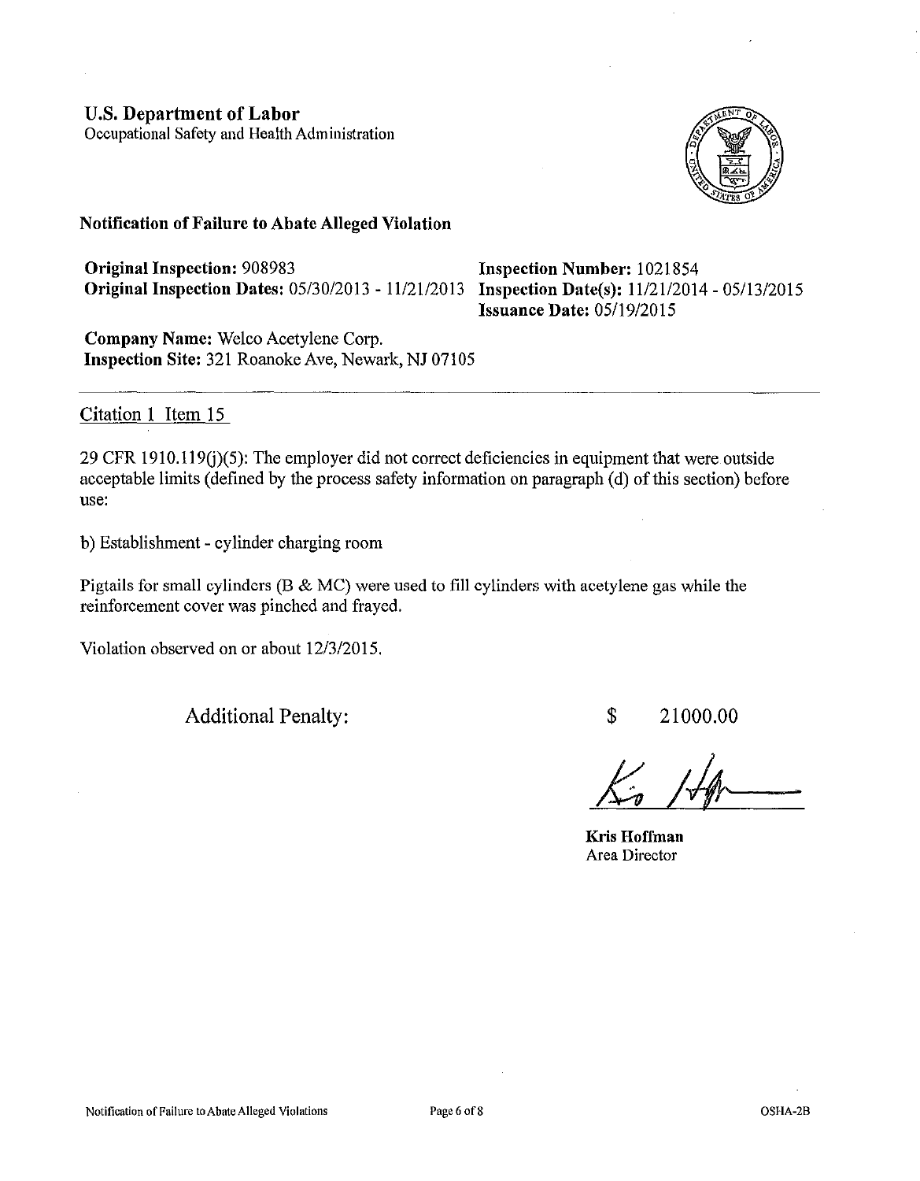**U.S. Department of Labor**
Occupational Safety and Health Administration

**Notification of Failure to Abate Alleged Violation**

**Original Inspection:** 908983
**Original Inspection Dates:** 05/30/2013 - 11/21/2013

**Inspection Number:** 1021854
**Inspection Date(s):** 11/21/2014 - 05/13/2015
**Issuance Date:** 05/19/2015

**Company Name:** Welco Acetylene Corp.
**Inspection Site:** 321 Roanoke Ave, Newark, NJ 07105

---

Citation 1 Item 15

29 CFR 1910.119(j)(5): The employer did not correct deficiencies in equipment that were outside acceptable limits (defined by the process safety information on paragraph (d) of this section) before use:

b) Establishment - cylinder charging room

Pigtails for small cylinders (B & MC) were used to fill cylinders with acetylene gas while the reinforcement cover was pinched and frayed.

Violation observed on or about 12/3/2015.

Additional Penalty: $ 21000.00

**Kris Hoffman**
Area Director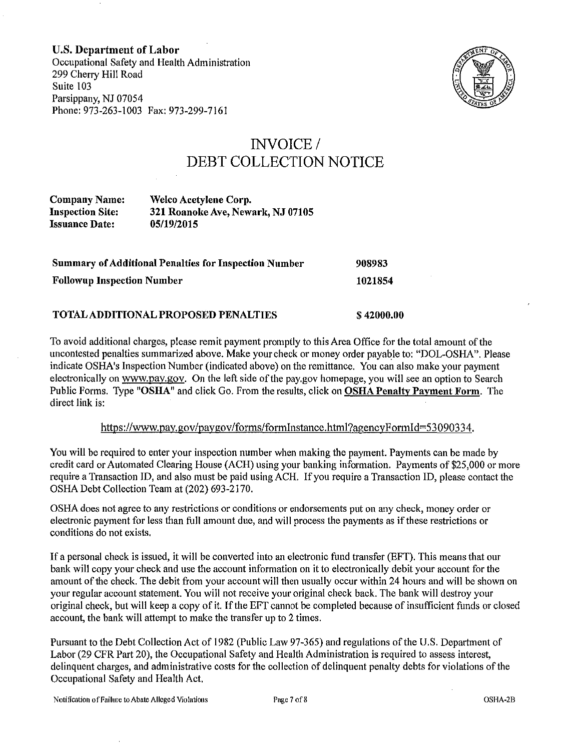**U.S. Department of Labor**
Occupational Safety and Health Administration
299 Cherry Hill Road
Suite 103
Parsippany, NJ 07054
Phone: 973-263-1003 Fax: 973-299-7161

# INVOICE / DEBT COLLECTION NOTICE

| | |
|---|---|
| **Company Name:** | **Welco Acetylene Corp.** |
| **Inspection Site:** | **321 Roanoke Ave, Newark, NJ 07105** |
| **Issuance Date:** | **05/19/2015** |

| | |
|---|---|
| **Summary of Additional Penalties for Inspection Number** | **908983** |
| **Followup Inspection Number** | **1021854** |
| **TOTAL ADDITIONAL PROPOSED PENALTIES** | **$ 42000.00** |

To avoid additional charges, please remit payment promptly to this Area Office for the total amount of the uncontested penalties summarized above. Make your check or money order payable to: "DOL-OSHA". Please indicate OSHA's Inspection Number (indicated above) on the remittance. You can also make your payment electronically on www.pay.gov. On the left side of the pay.gov homepage, you will see an option to Search Public Forms. Type "**OSHA**" and click Go. From the results, click on **OSHA Penalty Payment Form**. The direct link is:

https://www.pay.gov/paygov/forms/formInstance.html?agencyFormId=53090334.

You will be required to enter your inspection number when making the payment. Payments can be made by credit card or Automated Clearing House (ACH) using your banking information. Payments of $25,000 or more require a Transaction ID, and also must be paid using ACH. If you require a Transaction ID, please contact the OSHA Debt Collection Team at (202) 693-2170.

OSHA does not agree to any restrictions or conditions or endorsements put on any check, money order or electronic payment for less than full amount due, and will process the payments as if these restrictions or conditions do not exists.

If a personal check is issued, it will be converted into an electronic fund transfer (EFT). This means that our bank will copy your check and use the account information on it to electronically debit your account for the amount of the check. The debit from your account will then usually occur within 24 hours and will be shown on your regular account statement. You will not receive your original check back. The bank will destroy your original check, but will keep a copy of it. If the EFT cannot be completed because of insufficient funds or closed account, the bank will attempt to make the transfer up to 2 times.

Pursuant to the Debt Collection Act of 1982 (Public Law 97-365) and regulations of the U.S. Department of Labor (29 CFR Part 20), the Occupational Safety and Health Administration is required to assess interest, delinquent charges, and administrative costs for the collection of delinquent penalty debts for violations of the Occupational Safety and Health Act.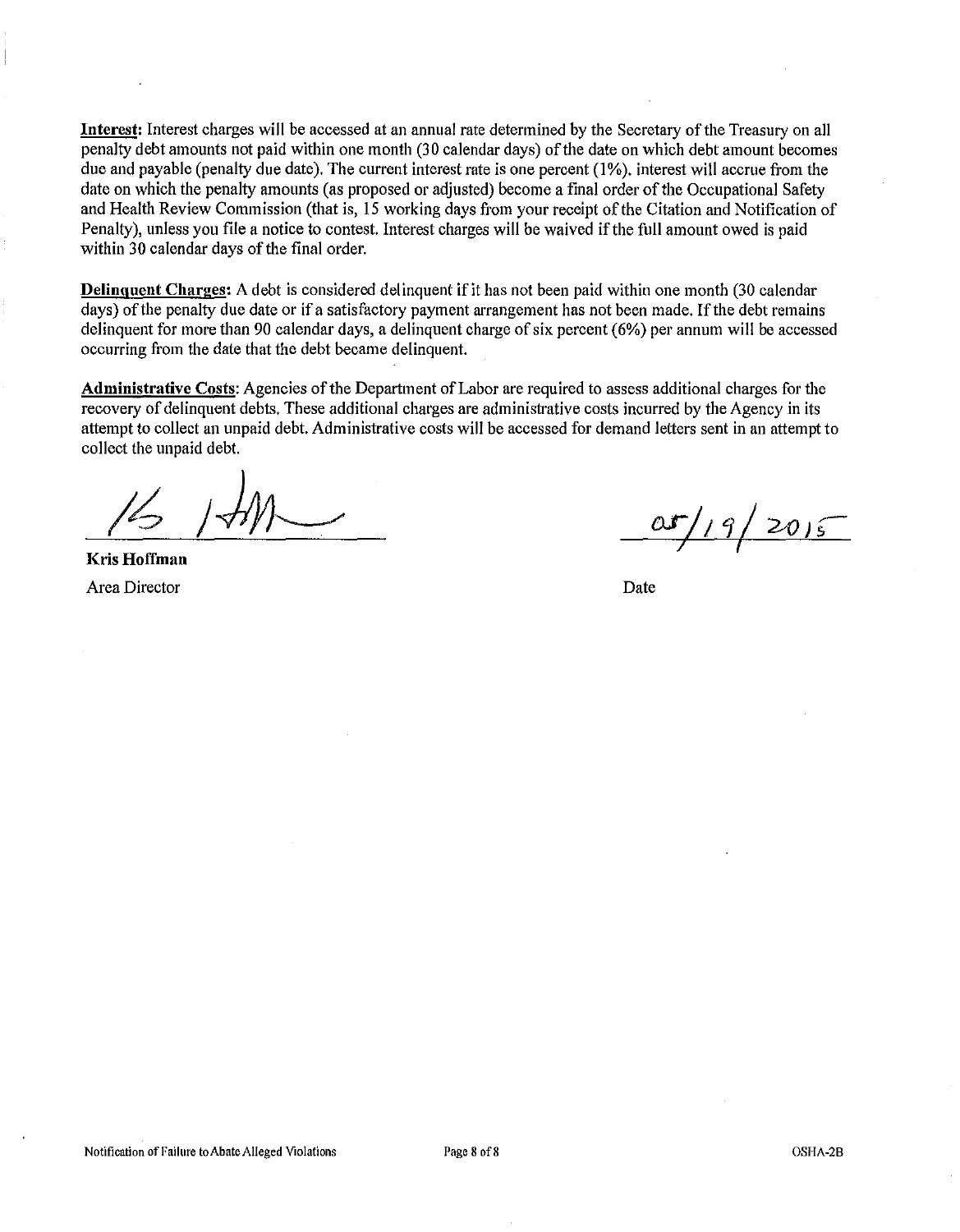**Interest:** Interest charges will be accessed at an annual rate determined by the Secretary of the Treasury on all penalty debt amounts not paid within one month (30 calendar days) of the date on which debt amount becomes due and payable (penalty due date). The current interest rate is one percent (1%). interest will accrue from the date on which the penalty amounts (as proposed or adjusted) become a final order of the Occupational Safety and Health Review Commission (that is, 15 working days from your receipt of the Citation and Notification of Penalty), unless you file a notice to contest. Interest charges will be waived if the full amount owed is paid within 30 calendar days of the final order.

**Delinquent Charges:** A debt is considered delinquent if it has not been paid within one month (30 calendar days) of the penalty due date or if a satisfactory payment arrangement has not been made. If the debt remains delinquent for more than 90 calendar days, a delinquent charge of six percent (6%) per annum will be accessed occurring from the date that the debt became delinquent.

**Administrative Costs:** Agencies of the Department of Labor are required to assess additional charges for the recovery of delinquent debts. These additional charges are administrative costs incurred by the Agency in its attempt to collect an unpaid debt. Administrative costs will be accessed for demand letters sent in an attempt to collect the unpaid debt.

**Kris Hoffman**
Area Director

05/19/2015
Date

Notification of Failure to Abate Alleged Violations

OSHA-2B